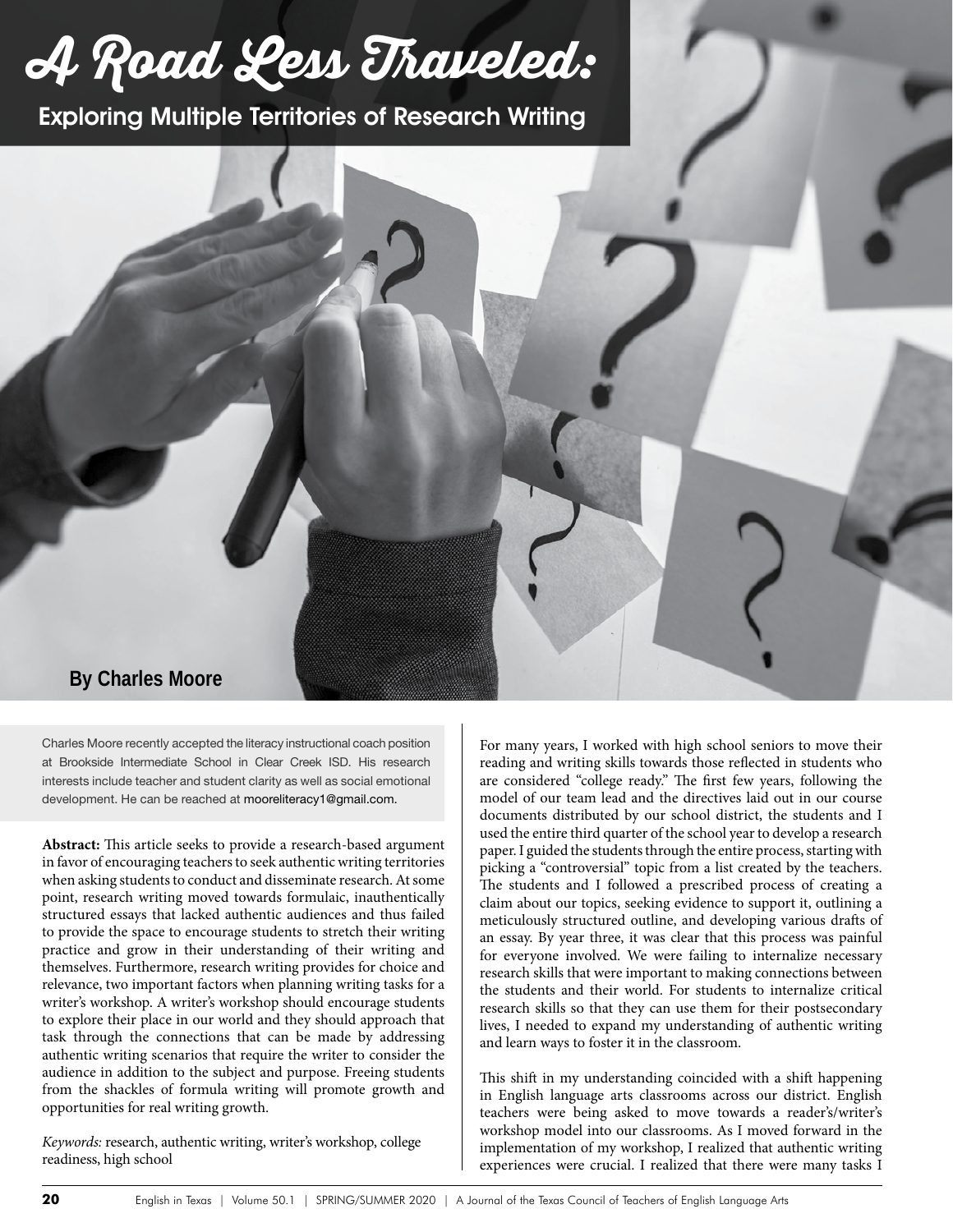# A Road Less Traveled:

## Exploring Multiple Territories of Research Writing

**By Charles Moore**

Charles Moore recently accepted the literacy instructional coach position at Brookside Intermediate School in Clear Creek ISD. His research interests include teacher and student clarity as well as social emotional development. He can be reached at mooreliteracy1@gmail.com.

**Abstract:** This article seeks to provide a research-based argument in favor of encouraging teachers to seek authentic writing territories when asking students to conduct and disseminate research. At some point, research writing moved towards formulaic, inauthentically structured essays that lacked authentic audiences and thus failed to provide the space to encourage students to stretch their writing practice and grow in their understanding of their writing and themselves. Furthermore, research writing provides for choice and relevance, two important factors when planning writing tasks for a writer's workshop. A writer's workshop should encourage students to explore their place in our world and they should approach that task through the connections that can be made by addressing authentic writing scenarios that require the writer to consider the audience in addition to the subject and purpose. Freeing students from the shackles of formula writing will promote growth and opportunities for real writing growth.

*Keywords:* research, authentic writing, writer's workshop, college readiness, high school

For many years, I worked with high school seniors to move their reading and writing skills towards those reflected in students who are considered "college ready." The first few years, following the model of our team lead and the directives laid out in our course documents distributed by our school district, the students and I used the entire third quarter of the school year to develop a research paper. I guided the students through the entire process, starting with picking a "controversial" topic from a list created by the teachers. The students and I followed a prescribed process of creating a claim about our topics, seeking evidence to support it, outlining a meticulously structured outline, and developing various drafts of an essay. By year three, it was clear that this process was painful for everyone involved. We were failing to internalize necessary research skills that were important to making connections between the students and their world. For students to internalize critical research skills so that they can use them for their postsecondary lives, I needed to expand my understanding of authentic writing and learn ways to foster it in the classroom.

This shift in my understanding coincided with a shift happening in English language arts classrooms across our district. English teachers were being asked to move towards a reader's/writer's workshop model into our classrooms. As I moved forward in the implementation of my workshop, I realized that authentic writing experiences were crucial. I realized that there were many tasks I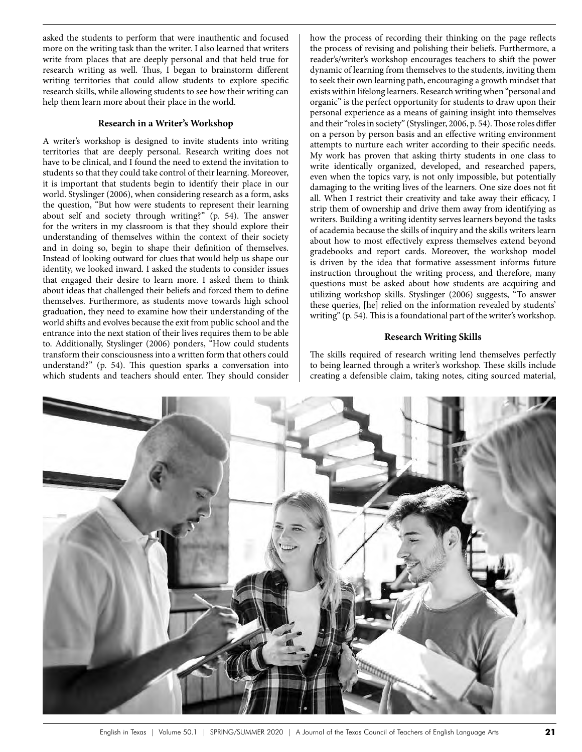asked the students to perform that were inauthentic and focused more on the writing task than the writer. I also learned that writers write from places that are deeply personal and that held true for research writing as well. Thus, I began to brainstorm different writing territories that could allow students to explore specific research skills, while allowing students to see how their writing can help them learn more about their place in the world.

### Research in a Writer's Workshop

A writer's workshop is designed to invite students into writing territories that are deeply personal. Research writing does not have to be clinical, and I found the need to extend the invitation to students so that they could take control of their learning. Moreover, it is important that students begin to identify their place in our world. Styslinger (2006), when considering research as a form, asks the question, "But how were students to represent their learning about self and society through writing?" (p. 54). The answer for the writers in my classroom is that they should explore their understanding of themselves within the context of their society and in doing so, begin to shape their definition of themselves. Instead of looking outward for clues that would help us shape our identity, we looked inward. I asked the students to consider issues that engaged their desire to learn more. I asked them to think about ideas that challenged their beliefs and forced them to define themselves. Furthermore, as students move towards high school graduation, they need to examine how their understanding of the world shifts and evolves because the exit from public school and the entrance into the next station of their lives requires them to be able to. Additionally, Styslinger (2006) ponders, "How could students transform their consciousness into a written form that others could understand?" (p. 54). This question sparks a conversation into which students and teachers should enter. They should consider how the process of recording their thinking on the page reflects the process of revising and polishing their beliefs. Furthermore, a reader's/writer's workshop encourages teachers to shift the power dynamic of learning from themselves to the students, inviting them to seek their own learning path, encouraging a growth mindset that exists within lifelong learners. Research writing when "personal and organic" is the perfect opportunity for students to draw upon their personal experience as a means of gaining insight into themselves and their "roles in society" (Styslinger, 2006, p. 54). Those roles differ on a person by person basis and an effective writing environment attempts to nurture each writer according to their specific needs. My work has proven that asking thirty students in one class to write identically organized, developed, and researched papers, even when the topics vary, is not only impossible, but potentially damaging to the writing lives of the learners. One size does not fit all. When I restrict their creativity and take away their efficacy, I strip them of ownership and drive them away from identifying as writers. Building a writing identity serves learners beyond the tasks of academia because the skills of inquiry and the skills writers learn about how to most effectively express themselves extend beyond gradebooks and report cards. Moreover, the workshop model is driven by the idea that formative assessment informs future instruction throughout the writing process, and therefore, many questions must be asked about how students are acquiring and utilizing workshop skills. Styslinger (2006) suggests, "To answer these queries, [he] relied on the information revealed by students' writing" (p. 54). This is a foundational part of the writer's workshop.

### Research Writing Skills

The skills required of research writing lend themselves perfectly to being learned through a writer's workshop. These skills include creating a defensible claim, taking notes, citing sourced material,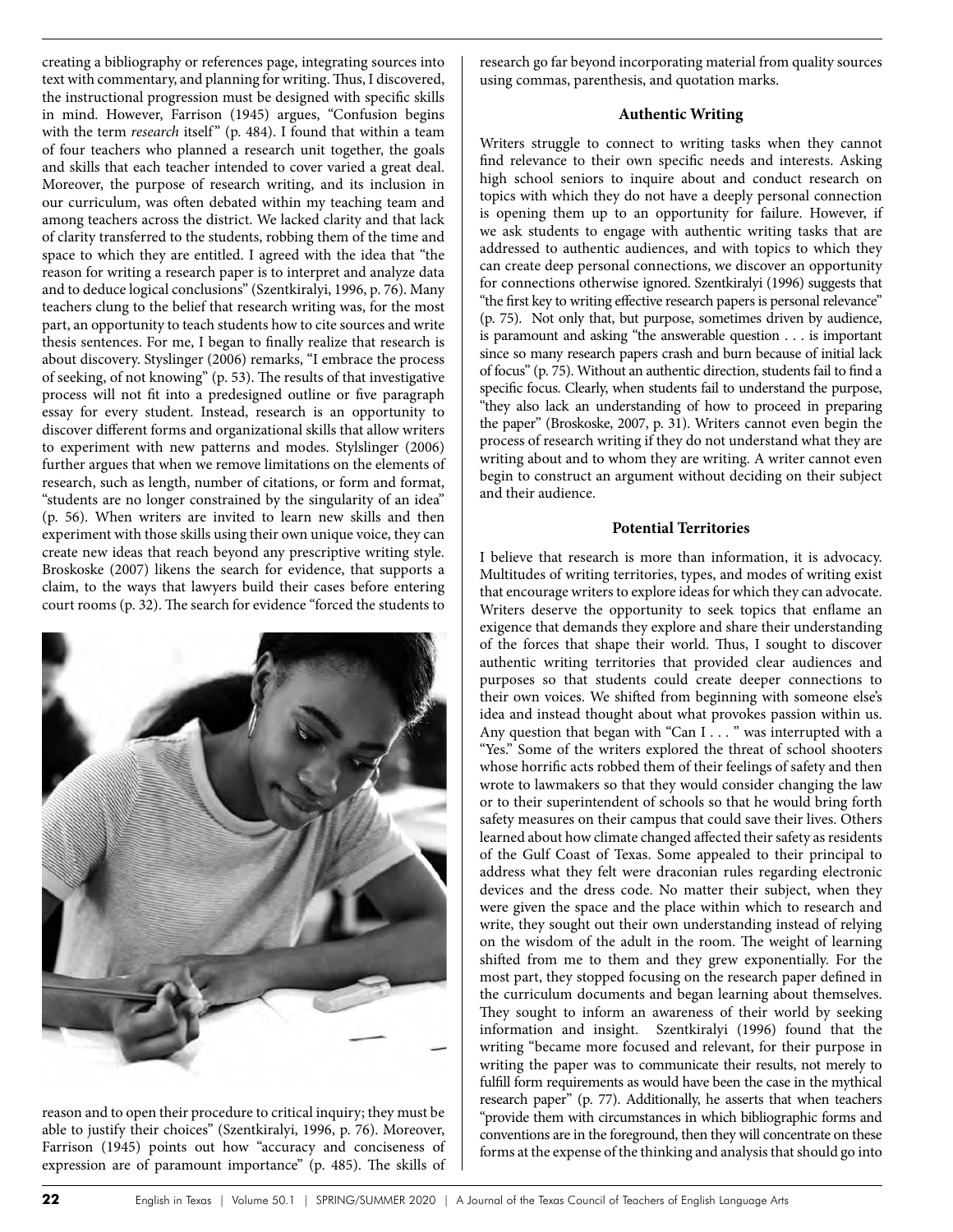creating a bibliography or references page, integrating sources into text with commentary, and planning for writing. Thus, I discovered, the instructional progression must be designed with specific skills in mind. However, Farrison (1945) argues, "Confusion begins with the term *research* itself" (p. 484). I found that within a team of four teachers who planned a research unit together, the goals and skills that each teacher intended to cover varied a great deal. Moreover, the purpose of research writing, and its inclusion in our curriculum, was often debated within my teaching team and among teachers across the district. We lacked clarity and that lack of clarity transferred to the students, robbing them of the time and space to which they are entitled. I agreed with the idea that "the reason for writing a research paper is to interpret and analyze data and to deduce logical conclusions" (Szentkiralyi, 1996, p. 76). Many teachers clung to the belief that research writing was, for the most part, an opportunity to teach students how to cite sources and write thesis sentences. For me, I began to finally realize that research is about discovery. Styslinger (2006) remarks, "I embrace the process of seeking, of not knowing" (p. 53). The results of that investigative process will not fit into a predesigned outline or five paragraph essay for every student. Instead, research is an opportunity to discover different forms and organizational skills that allow writers to experiment with new patterns and modes. Stylslinger (2006) further argues that when we remove limitations on the elements of research, such as length, number of citations, or form and format, "students are no longer constrained by the singularity of an idea" (p. 56). When writers are invited to learn new skills and then experiment with those skills using their own unique voice, they can create new ideas that reach beyond any prescriptive writing style. Broskoske (2007) likens the search for evidence, that supports a claim, to the ways that lawyers build their cases before entering court rooms (p. 32). The search for evidence "forced the students to reason and to open their procedure to critical inquiry; they must be able to justify their choices" (Szentkiralyi, 1996, p. 76). Moreover, Farrison (1945) points out how "accuracy and conciseness of expression are of paramount importance" (p. 485). The skills of research go far beyond incorporating material from quality sources using commas, parenthesis, and quotation marks.

### Authentic Writing

Writers struggle to connect to writing tasks when they cannot find relevance to their own specific needs and interests. Asking high school seniors to inquire about and conduct research on topics with which they do not have a deeply personal connection is opening them up to an opportunity for failure. However, if we ask students to engage with authentic writing tasks that are addressed to authentic audiences, and with topics to which they can create deep personal connections, we discover an opportunity for connections otherwise ignored. Szentkiralyi (1996) suggests that "the first key to writing effective research papers is personal relevance" (p. 75). Not only that, but purpose, sometimes driven by audience, is paramount and asking "the answerable question . . . is important since so many research papers crash and burn because of initial lack of focus" (p. 75). Without an authentic direction, students fail to find a specific focus. Clearly, when students fail to understand the purpose, "they also lack an understanding of how to proceed in preparing the paper" (Broskoske, 2007, p. 31). Writers cannot even begin the process of research writing if they do not understand what they are writing about and to whom they are writing. A writer cannot even begin to construct an argument without deciding on their subject and their audience.

### Potential Territories

I believe that research is more than information, it is advocacy. Multitudes of writing territories, types, and modes of writing exist that encourage writers to explore ideas for which they can advocate. Writers deserve the opportunity to seek topics that enflame an exigence that demands they explore and share their understanding of the forces that shape their world. Thus, I sought to discover authentic writing territories that provided clear audiences and purposes so that students could create deeper connections to their own voices. We shifted from beginning with someone else's idea and instead thought about what provokes passion within us. Any question that began with "Can I . . . " was interrupted with a "Yes." Some of the writers explored the threat of school shooters whose horrific acts robbed them of their feelings of safety and then wrote to lawmakers so that they would consider changing the law or to their superintendent of schools so that he would bring forth safety measures on their campus that could save their lives. Others learned about how climate changed affected their safety as residents of the Gulf Coast of Texas. Some appealed to their principal to address what they felt were draconian rules regarding electronic devices and the dress code. No matter their subject, when they were given the space and the place within which to research and write, they sought out their own understanding instead of relying on the wisdom of the adult in the room. The weight of learning shifted from me to them and they grew exponentially. For the most part, they stopped focusing on the research paper defined in the curriculum documents and began learning about themselves. They sought to inform an awareness of their world by seeking information and insight. Szentkiralyi (1996) found that the writing "became more focused and relevant, for their purpose in writing the paper was to communicate their results, not merely to fulfill form requirements as would have been the case in the mythical research paper" (p. 77). Additionally, he asserts that when teachers "provide them with circumstances in which bibliographic forms and conventions are in the foreground, then they will concentrate on these forms at the expense of the thinking and analysis that should go into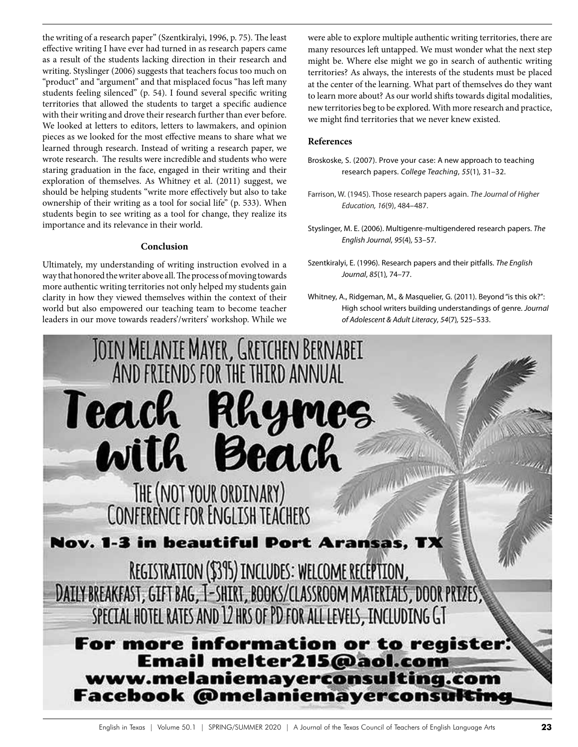the writing of a research paper" (Szentkiralyi, 1996, p. 75). The least effective writing I have ever had turned in as research papers came as a result of the students lacking direction in their research and writing. Styslinger (2006) suggests that teachers focus too much on "product" and "argument" and that misplaced focus "has left many students feeling silenced" (p. 54). I found several specific writing territories that allowed the students to target a specific audience with their writing and drove their research further than ever before. We looked at letters to editors, letters to lawmakers, and opinion pieces as we looked for the most effective means to share what we learned through research. Instead of writing a research paper, we wrote research. The results were incredible and students who were staring graduation in the face, engaged in their writing and their exploration of themselves. As Whitney et al. (2011) suggest, we should be helping students "write more effectively but also to take ownership of their writing as a tool for social life" (p. 533). When students begin to see writing as a tool for change, they realize its importance and its relevance in their world.

## Conclusion

Ultimately, my understanding of writing instruction evolved in a way that honored the writer above all. The process of moving towards more authentic writing territories not only helped my students gain clarity in how they viewed themselves within the context of their world but also empowered our teaching team to become teacher leaders in our move towards readers'/writers' workshop. While we were able to explore multiple authentic writing territories, there are many resources left untapped. We must wonder what the next step might be. Where else might we go in search of authentic writing territories? As always, the interests of the students must be placed at the center of the learning. What part of themselves do they want to learn more about? As our world shifts towards digital modalities, new territories beg to be explored. With more research and practice, we might find territories that we never knew existed.

## References

Broskoske, S. (2007). Prove your case: A new approach to teaching research papers. *College Teaching*, *55*(1), 31–32.

Farrison, W. (1945). Those research papers again. *The Journal of Higher Education, 16*(9), 484–487.

Styslinger, M. E. (2006). Multigenre-multigendered research papers. *The English Journal*, *95*(4), 53–57.

Szentkiralyi, E. (1996). Research papers and their pitfalls. *The English Journal*, *85*(1), 74–77.

Whitney, A., Ridgeman, M., & Masquelier, G. (2011). Beyond "is this ok?": High school writers building understandings of genre. *Journal of Adolescent & Adult Literacy*, *54*(7), 525–533.

JOIN MELANIE MAYER, GRETCHEN BERNABEI AND FRIENDS FOR THE THIRD ANNUAL

# Teach Rhymes with Beach

THE (NOT YOUR ORDINARY) CONFERENCE FOR ENGLISH TEACHERS

**Nov. 1-3 in beautiful Port Aransas, TX**

REGISTRATION ($395) INCLUDES: WELCOME RECEPTION, DAILY BREAKFAST, GIFT BAG, T-SHIRT, BOOKS/CLASSROOM MATERIALS, DOOR PRIZES, SPECIAL HOTEL RATES AND 12 HRS OF PD FOR ALL LEVELS, INCLUDING GT

**For more information or to register:**
**Email melter215@aol.com**
**www.melaniemayerconsulting.com**
**Facebook @melaniemayerconsulting**